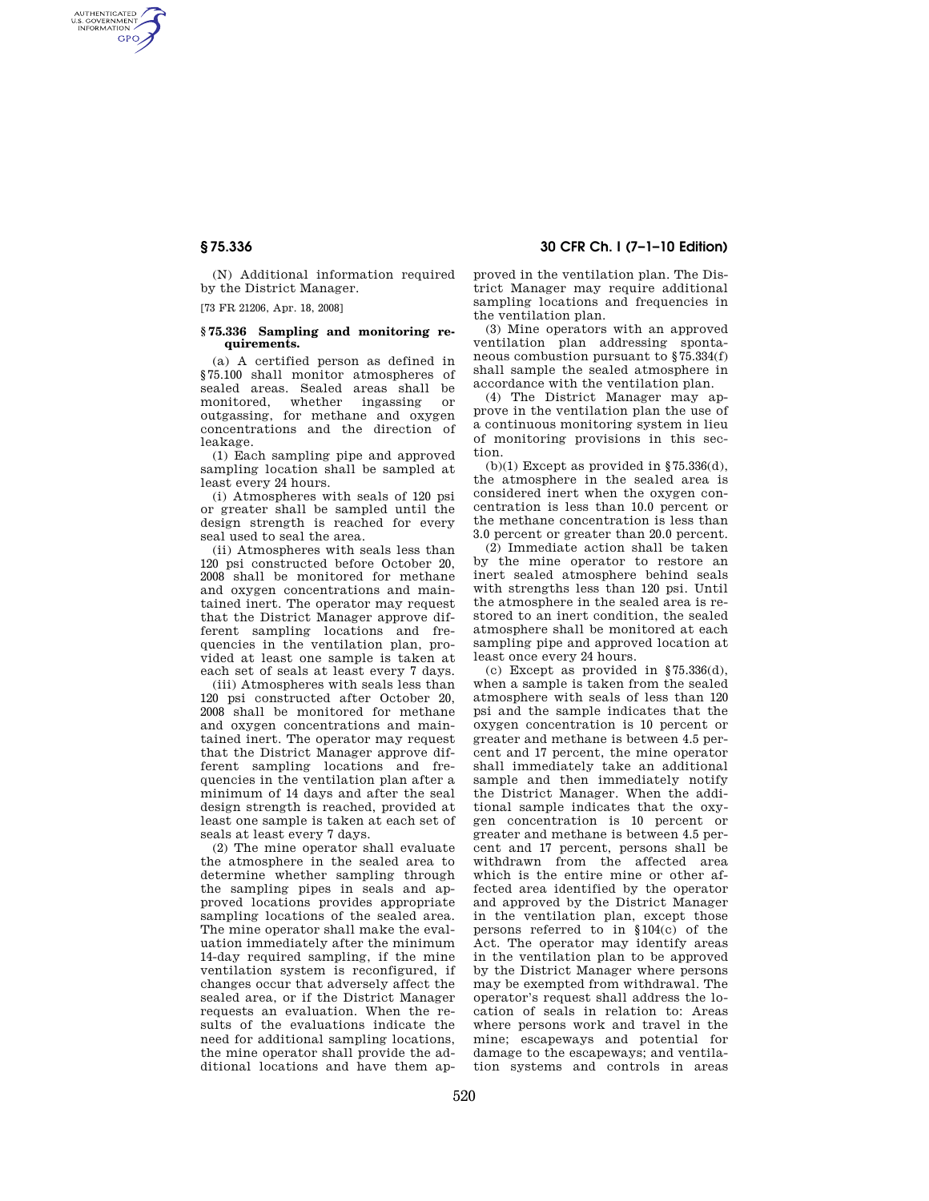(N) Additional information required by the District Manager.

[73 FR 21206, Apr. 18, 2008]

### § 75.336 Sampling and monitoring requirements.

(a) A certified person as defined in §75.100 shall monitor atmospheres of sealed areas. Sealed areas shall be monitored, whether ingassing or outgassing, for methane and oxygen concentrations and the direction of leakage.

(1) Each sampling pipe and approved sampling location shall be sampled at least every 24 hours.

(i) Atmospheres with seals of 120 psi or greater shall be sampled until the design strength is reached for every seal used to seal the area.

(ii) Atmospheres with seals less than 120 psi constructed before October 20, 2008 shall be monitored for methane and oxygen concentrations and maintained inert. The operator may request that the District Manager approve different sampling locations and frequencies in the ventilation plan, provided at least one sample is taken at each set of seals at least every 7 days.

(iii) Atmospheres with seals less than 120 psi constructed after October 20, 2008 shall be monitored for methane and oxygen concentrations and maintained inert. The operator may request that the District Manager approve different sampling locations and frequencies in the ventilation plan after a minimum of 14 days and after the seal design strength is reached, provided at least one sample is taken at each set of seals at least every 7 days.

(2) The mine operator shall evaluate the atmosphere in the sealed area to determine whether sampling through the sampling pipes in seals and approved locations provides appropriate sampling locations of the sealed area. The mine operator shall make the evaluation immediately after the minimum 14-day required sampling, if the mine ventilation system is reconfigured, if changes occur that adversely affect the sealed area, or if the District Manager requests an evaluation. When the results of the evaluations indicate the need for additional sampling locations, the mine operator shall provide the additional locations and have them approved in the ventilation plan. The District Manager may require additional sampling locations and frequencies in the ventilation plan.

(3) Mine operators with an approved ventilation plan addressing spontaneous combustion pursuant to §75.334(f) shall sample the sealed atmosphere in accordance with the ventilation plan.

(4) The District Manager may approve in the ventilation plan the use of a continuous monitoring system in lieu of monitoring provisions in this section.

(b)(1) Except as provided in §75.336(d), the atmosphere in the sealed area is considered inert when the oxygen concentration is less than 10.0 percent or the methane concentration is less than 3.0 percent or greater than 20.0 percent.

(2) Immediate action shall be taken by the mine operator to restore an inert sealed atmosphere behind seals with strengths less than 120 psi. Until the atmosphere in the sealed area is restored to an inert condition, the sealed atmosphere shall be monitored at each sampling pipe and approved location at least once every 24 hours.

(c) Except as provided in §75.336(d), when a sample is taken from the sealed atmosphere with seals of less than 120 psi and the sample indicates that the oxygen concentration is 10 percent or greater and methane is between 4.5 percent and 17 percent, the mine operator shall immediately take an additional sample and then immediately notify the District Manager. When the additional sample indicates that the oxygen concentration is 10 percent or greater and methane is between 4.5 percent and 17 percent, persons shall be withdrawn from the affected area which is the entire mine or other affected area identified by the operator and approved by the District Manager in the ventilation plan, except those persons referred to in §104(c) of the Act. The operator may identify areas in the ventilation plan to be approved by the District Manager where persons may be exempted from withdrawal. The operator's request shall address the location of seals in relation to: Areas where persons work and travel in the mine; escapeways and potential for damage to the escapeways; and ventilation systems and controls in areas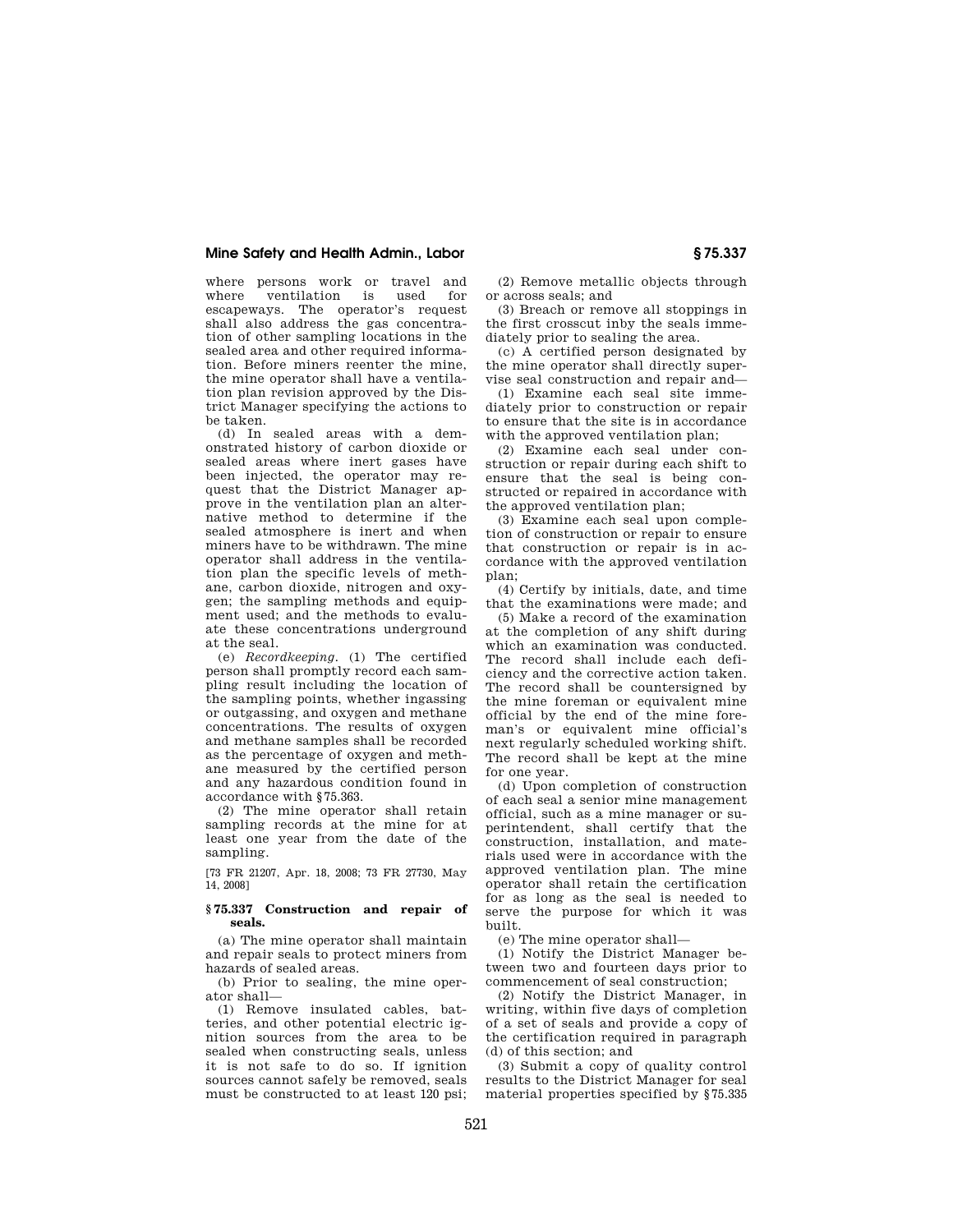where persons work or travel and where ventilation is used for escapeways. The operator's request shall also address the gas concentration of other sampling locations in the sealed area and other required information. Before miners reenter the mine, the mine operator shall have a ventilation plan revision approved by the District Manager specifying the actions to be taken.

(d) In sealed areas with a demonstrated history of carbon dioxide or sealed areas where inert gases have been injected, the operator may request that the District Manager approve in the ventilation plan an alternative method to determine if the sealed atmosphere is inert and when miners have to be withdrawn. The mine operator shall address in the ventilation plan the specific levels of methane, carbon dioxide, nitrogen and oxygen; the sampling methods and equipment used; and the methods to evaluate these concentrations underground at the seal.

(e) *Recordkeeping.* (1) The certified person shall promptly record each sampling result including the location of the sampling points, whether ingassing or outgassing, and oxygen and methane concentrations. The results of oxygen and methane samples shall be recorded as the percentage of oxygen and methane measured by the certified person and any hazardous condition found in accordance with §75.363.

(2) The mine operator shall retain sampling records at the mine for at least one year from the date of the sampling.

[73 FR 21207, Apr. 18, 2008; 73 FR 27730, May 14, 2008]

### §75.337 Construction and repair of seals.

(a) The mine operator shall maintain and repair seals to protect miners from hazards of sealed areas.

(b) Prior to sealing, the mine operator shall—

(1) Remove insulated cables, batteries, and other potential electric ignition sources from the area to be sealed when constructing seals, unless it is not safe to do so. If ignition sources cannot safely be removed, seals must be constructed to at least 120 psi;

(2) Remove metallic objects through or across seals; and

(3) Breach or remove all stoppings in the first crosscut inby the seals immediately prior to sealing the area.

(c) A certified person designated by the mine operator shall directly supervise seal construction and repair and—

(1) Examine each seal site immediately prior to construction or repair to ensure that the site is in accordance with the approved ventilation plan;

(2) Examine each seal under construction or repair during each shift to ensure that the seal is being constructed or repaired in accordance with the approved ventilation plan;

(3) Examine each seal upon completion of construction or repair to ensure that construction or repair is in accordance with the approved ventilation plan;

(4) Certify by initials, date, and time that the examinations were made; and

(5) Make a record of the examination at the completion of any shift during which an examination was conducted. The record shall include each deficiency and the corrective action taken. The record shall be countersigned by the mine foreman or equivalent mine official by the end of the mine foreman's or equivalent mine official's next regularly scheduled working shift. The record shall be kept at the mine for one year.

(d) Upon completion of construction of each seal a senior mine management official, such as a mine manager or superintendent, shall certify that the construction, installation, and materials used were in accordance with the approved ventilation plan. The mine operator shall retain the certification for as long as the seal is needed to serve the purpose for which it was built.

(e) The mine operator shall—

(1) Notify the District Manager between two and fourteen days prior to commencement of seal construction;

(2) Notify the District Manager, in writing, within five days of completion of a set of seals and provide a copy of the certification required in paragraph (d) of this section; and

(3) Submit a copy of quality control results to the District Manager for seal material properties specified by §75.335